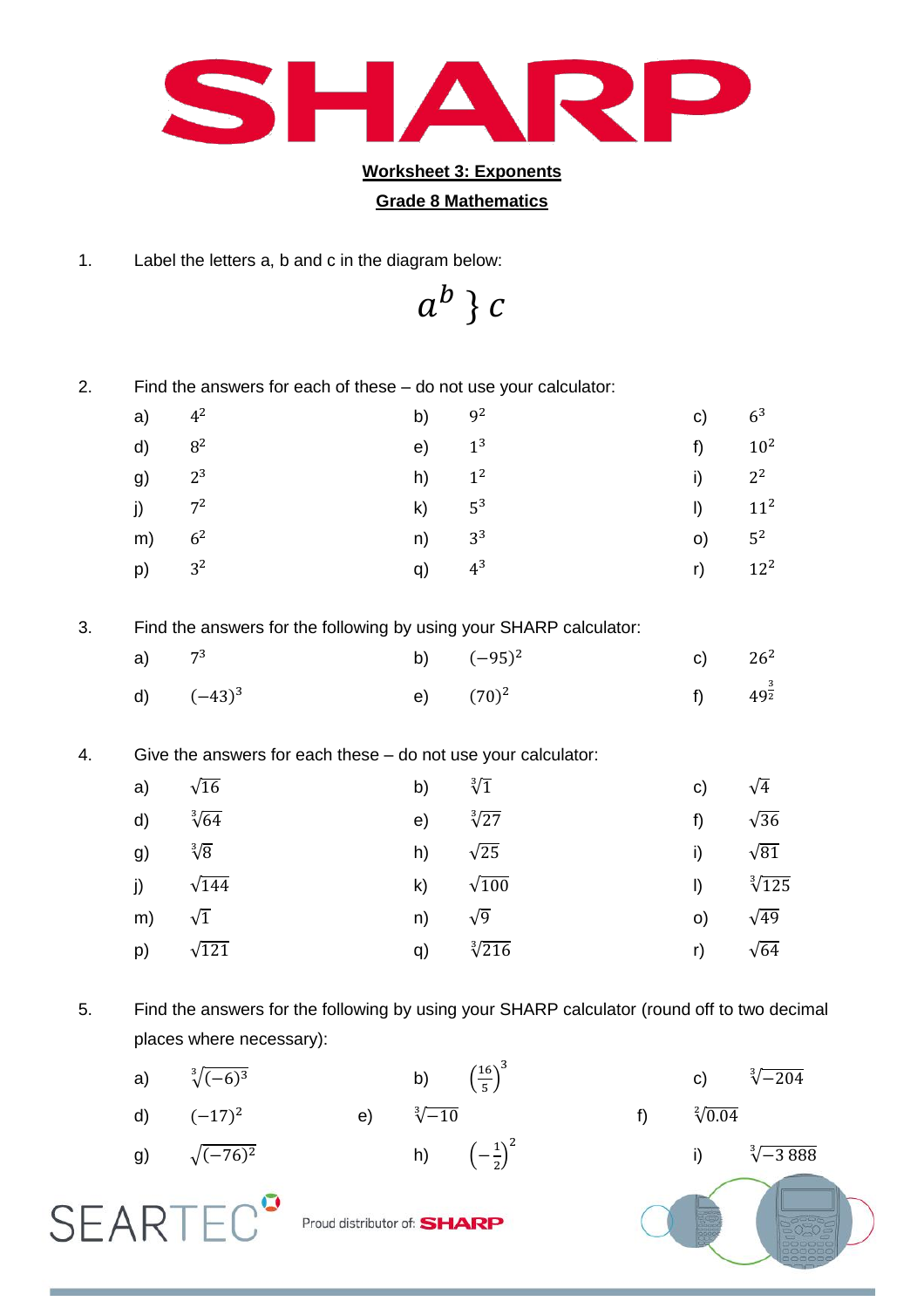SHARP

## Worksheet 3: Exponents

## Grade 8 Mathematics

1. Label the letters a, b and c in the diagram below:

$$a^b \} c$$

2. Find the answers for each of these – do not use your calculator:

| | | | | | |
|---|---|---|---|---|---|
| a) | $4^2$ | b) | $9^2$ | c) | $6^3$ |
| d) | $8^2$ | e) | $1^3$ | f) | $10^2$ |
| g) | $2^3$ | h) | $1^2$ | i) | $2^2$ |
| j) | $7^2$ | k) | $5^3$ | l) | $11^2$ |
| m) | $6^2$ | n) | $3^3$ | o) | $5^2$ |
| p) | $3^2$ | q) | $4^3$ | r) | $12^2$ |

3. Find the answers for the following by using your SHARP calculator:

| | | | | | |
|---|---|---|---|---|---|
| a) | $7^3$ | b) | $(-95)^2$ | c) | $26^2$ |
| d) | $(-43)^3$ | e) | $(70)^2$ | f) | $49^{\frac{3}{2}}$ |

4. Give the answers for each these – do not use your calculator:

| | | | | | |
|---|---|---|---|---|---|
| a) | $\sqrt{16}$ | b) | $\sqrt[3]{1}$ | c) | $\sqrt{4}$ |
| d) | $\sqrt[3]{64}$ | e) | $\sqrt[3]{27}$ | f) | $\sqrt{36}$ |
| g) | $\sqrt[3]{8}$ | h) | $\sqrt{25}$ | i) | $\sqrt{81}$ |
| j) | $\sqrt{144}$ | k) | $\sqrt{100}$ | l) | $\sqrt[3]{125}$ |
| m) | $\sqrt{1}$ | n) | $\sqrt{9}$ | o) | $\sqrt{49}$ |
| p) | $\sqrt{121}$ | q) | $\sqrt[3]{216}$ | r) | $\sqrt{64}$ |

5. Find the answers for the following by using your SHARP calculator (round off to two decimal places where necessary):

| | | | | | |
|---|---|---|---|---|---|
| a) | $\sqrt[3]{(-6)^3}$ | b) | $\left(\frac{16}{5}\right)^3$ | c) | $\sqrt[3]{-204}$ |
| d) | $(-17)^2$ | e) | $\sqrt[3]{-10}$ | f) | $\sqrt[2]{0.04}$ |
| g) | $\sqrt{(-76)^2}$ | h) | $\left(-\frac{1}{2}\right)^2$ | i) | $\sqrt[3]{-3\ 888}$ |

SEARTEC Proud distributor of: SHARP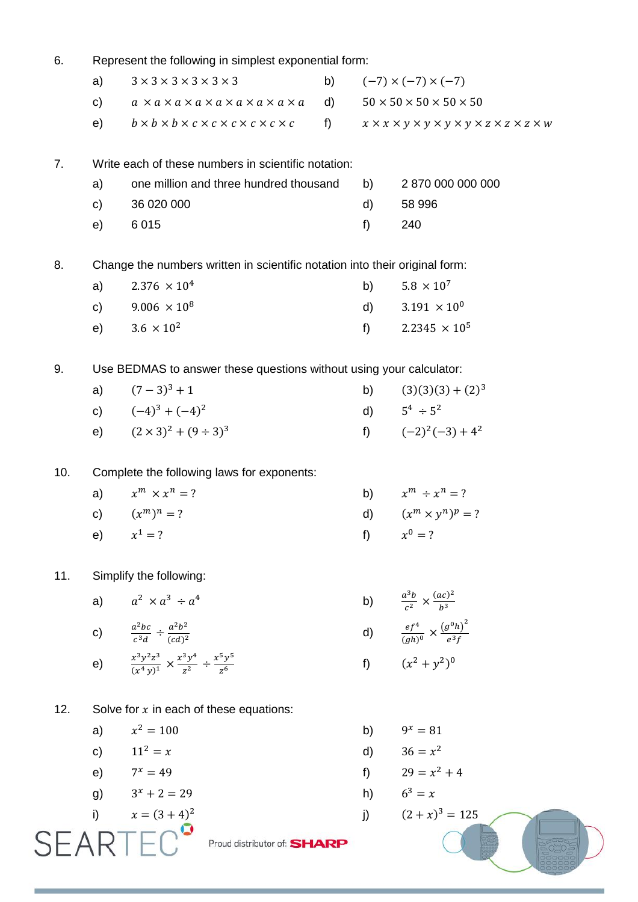6. Represent the following in simplest exponential form:

   a) $3 \times 3 \times 3 \times 3 \times 3 \times 3$
   
   b) $(-7) \times (-7) \times (-7)$
   
   c) $a \times a \times a \times a \times a \times a \times a \times a \times a$
   
   d) $50 \times 50 \times 50 \times 50 \times 50$
   
   e) $b \times b \times b \times c \times c \times c \times c \times c \times c$
   
   f) $x \times x \times y \times y \times y \times y \times z \times z \times z \times w$

7. Write each of these numbers in scientific notation:

   a) one million and three hundred thousand
   
   b) 2 870 000 000 000
   
   c) 36 020 000
   
   d) 58 996
   
   e) 6 015
   
   f) 240

8. Change the numbers written in scientific notation into their original form:

   a) $2.376 \times 10^4$
   
   b) $5.8 \times 10^7$
   
   c) $9.006 \times 10^8$
   
   d) $3.191 \times 10^0$
   
   e) $3.6 \times 10^2$
   
   f) $2.2345 \times 10^5$

9. Use BEDMAS to answer these questions without using your calculator:

   a) $(7-3)^3 + 1$
   
   b) $(3)(3)(3) + (2)^3$
   
   c) $(-4)^3 + (-4)^2$
   
   d) $5^4 \div 5^2$
   
   e) $(2 \times 3)^2 + (9 \div 3)^3$
   
   f) $(-2)^2(-3) + 4^2$

10. Complete the following laws for exponents:

    a) $x^m \times x^n = ?$
    
    b) $x^m \div x^n = ?$
    
    c) $(x^m)^n = ?$
    
    d) $(x^m \times y^n)^p = ?$
    
    e) $x^1 = ?$
    
    f) $x^0 = ?$

11. Simplify the following:

    a) $a^2 \times a^3 \div a^4$
    
    b) $\frac{a^3 b}{c^2} \times \frac{(ac)^2}{b^3}$
    
    c) $\frac{a^2 bc}{c^3 d} \div \frac{a^2 b^2}{(cd)^2}$
    
    d) $\frac{ef^4}{(gh)^0} \times \frac{(g^0 h)^2}{e^3 f}$
    
    e) $\frac{x^3 y^2 z^3}{(x^4 y)^1} \times \frac{x^3 y^4}{z^2} \div \frac{x^5 y^5}{z^6}$
    
    f) $(x^2 + y^2)^0$

12. Solve for $x$ in each of these equations:

    a) $x^2 = 100$
    
    b) $9^x = 81$
    
    c) $11^2 = x$
    
    d) $36 = x^2$
    
    e) $7^x = 49$
    
    f) $29 = x^2 + 4$
    
    g) $3^x + 2 = 29$
    
    h) $6^3 = x$
    
    i) $x = (3+4)^2$
    
    j) $(2+x)^3 = 125$

SEARTEC Proud distributor of: SHARP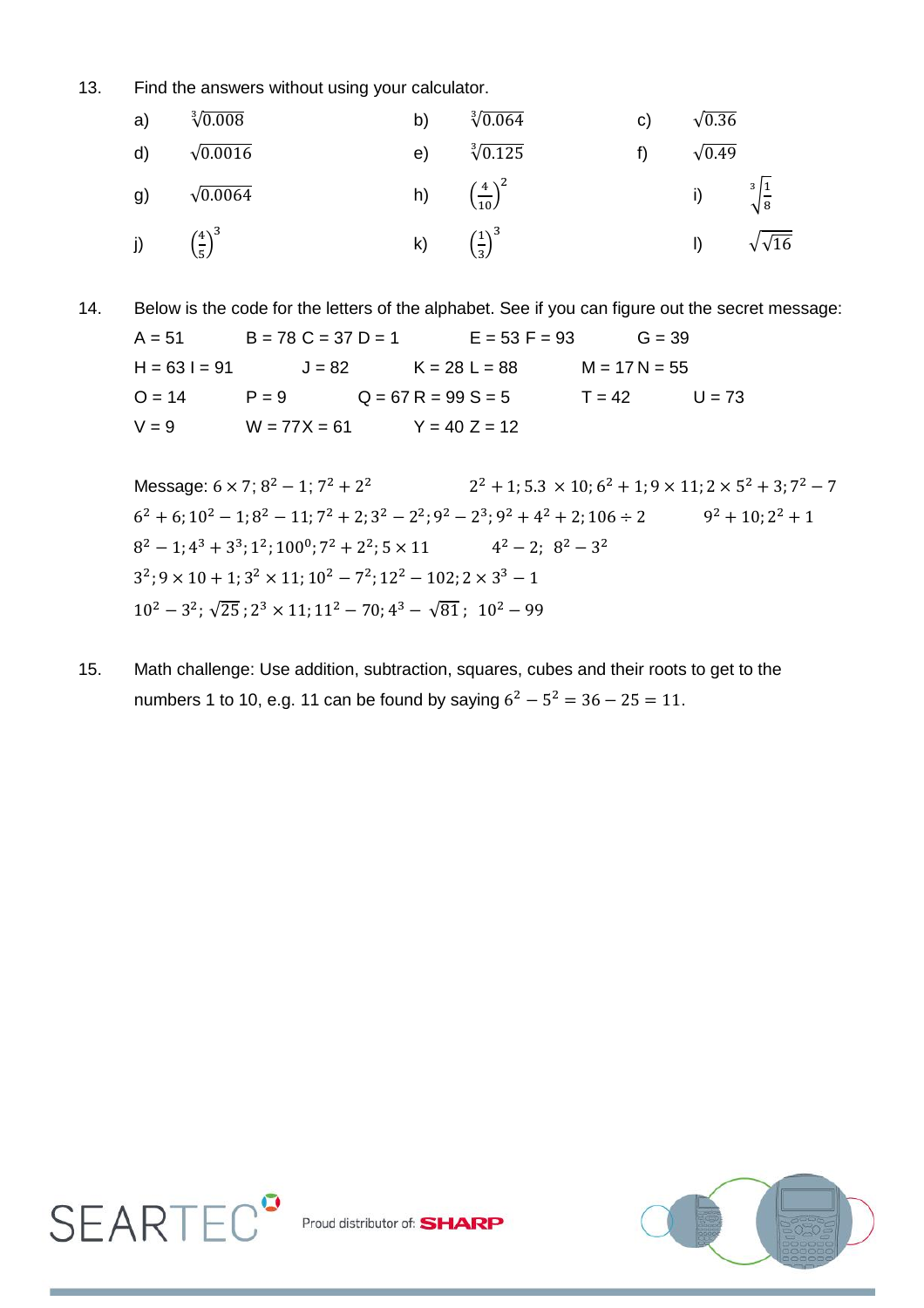13. Find the answers without using your calculator.

a) $\sqrt[3]{0.008}$ b) $\sqrt[3]{0.064}$ c) $\sqrt{0.36}$

d) $\sqrt{0.0016}$ e) $\sqrt[3]{0.125}$ f) $\sqrt{0.49}$

g) $\sqrt{0.0064}$ h) $\left(\frac{4}{10}\right)^2$ i) $\sqrt[3]{\frac{1}{8}}$

j) $\left(\frac{4}{5}\right)^3$ k) $\left(\frac{1}{3}\right)^3$ l) $\sqrt{\sqrt{16}}$

14. Below is the code for the letters of the alphabet. See if you can figure out the secret message:

A = 51 B = 78 C = 37 D = 1 E = 53 F = 93 G = 39

H = 63 I = 91 J = 82 K = 28 L = 88 M = 17 N = 55

O = 14 P = 9 Q = 67 R = 99 S = 5 T = 42 U = 73

V = 9 W = 77 X = 61 Y = 40 Z = 12

Message: $6 \times 7; 8^2 - 1; 7^2 + 2^2$ $2^2 + 1; 5.3 \times 10; 6^2 + 1; 9 \times 11; 2 \times 5^2 + 3; 7^2 - 7$

$6^2 + 6; 10^2 - 1; 8^2 - 11; 7^2 + 2; 3^2 - 2^2; 9^2 - 2^3; 9^2 + 4^2 + 2; 106 \div 2$ $9^2 + 10; 2^2 + 1$

$8^2 - 1; 4^3 + 3^3; 1^2; 100^0; 7^2 + 2^2; 5 \times 11$ $4^2 - 2;\ 8^2 - 3^2$

$3^2; 9 \times 10 + 1; 3^2 \times 11; 10^2 - 7^2; 12^2 - 102; 2 \times 3^3 - 1$

$10^2 - 3^2; \sqrt{25}; 2^3 \times 11; 11^2 - 70; 4^3 - \sqrt{81};\ 10^2 - 99$

15. Math challenge: Use addition, subtraction, squares, cubes and their roots to get to the numbers 1 to 10, e.g. 11 can be found by saying $6^2 - 5^2 = 36 - 25 = 11$.